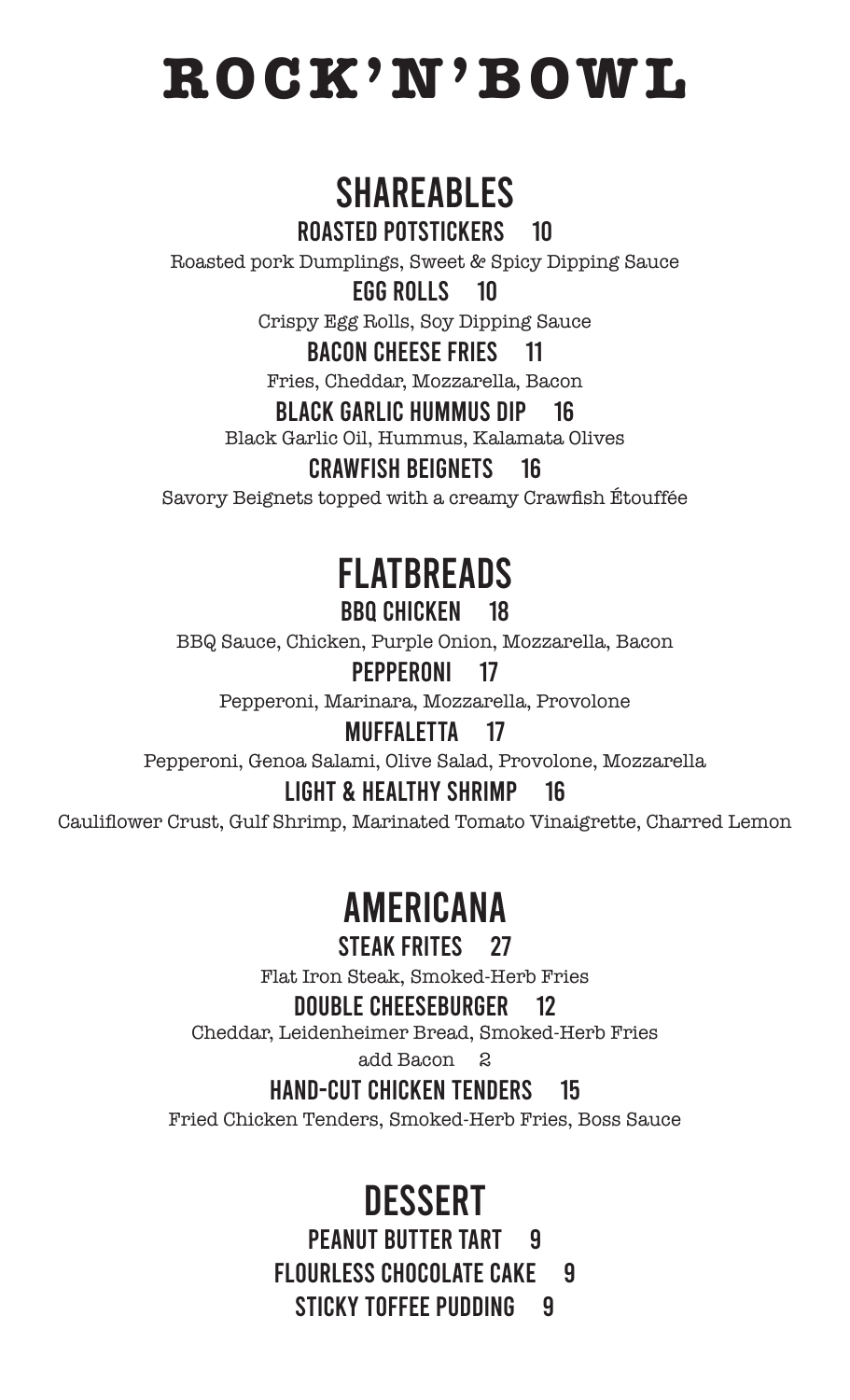# ROCK'N'BOWL

## SHAREABLES

### ROASTED POTSTICKERS 10

Roasted pork Dumplings, Sweet & Spicy Dipping Sauce

### EGG ROLLS 10

Crispy Egg Rolls, Soy Dipping Sauce

### BACON CHEESE FRIES 11

Fries, Cheddar, Mozzarella, Bacon

### BLACK GARLIC HUMMUS DIP 16

Black Garlic Oil, Hummus, Kalamata Olives

### CRAWFISH BEIGNETS 16

Savory Beignets topped with a creamy Crawfish Étouffée

## FLATBREADS

### BBQ CHICKEN 18

BBQ Sauce, Chicken, Purple Onion, Mozzarella, Bacon

### PEPPERONI 17

Pepperoni, Marinara, Mozzarella, Provolone

### MUFFALETTA 17

Pepperoni, Genoa Salami, Olive Salad, Provolone, Mozzarella

### LIGHT & HEALTHY SHRIMP 16

Cauliflower Crust, Gulf Shrimp, Marinated Tomato Vinaigrette, Charred Lemon

## AMERICANA

### STEAK FRITES 27

Flat Iron Steak, Smoked-Herb Fries

### DOUBLE CHEESEBURGER 12

Cheddar, Leidenheimer Bread, Smoked-Herb Fries

add Bacon 2

### HAND-CUT CHICKEN TENDERS 15

Fried Chicken Tenders, Smoked-Herb Fries, Boss Sauce

## DESSERT

### PEANUT BUTTER TART 9

### FLOURLESS CHOCOLATE CAKE 9

### STICKY TOFFEE PUDDING 9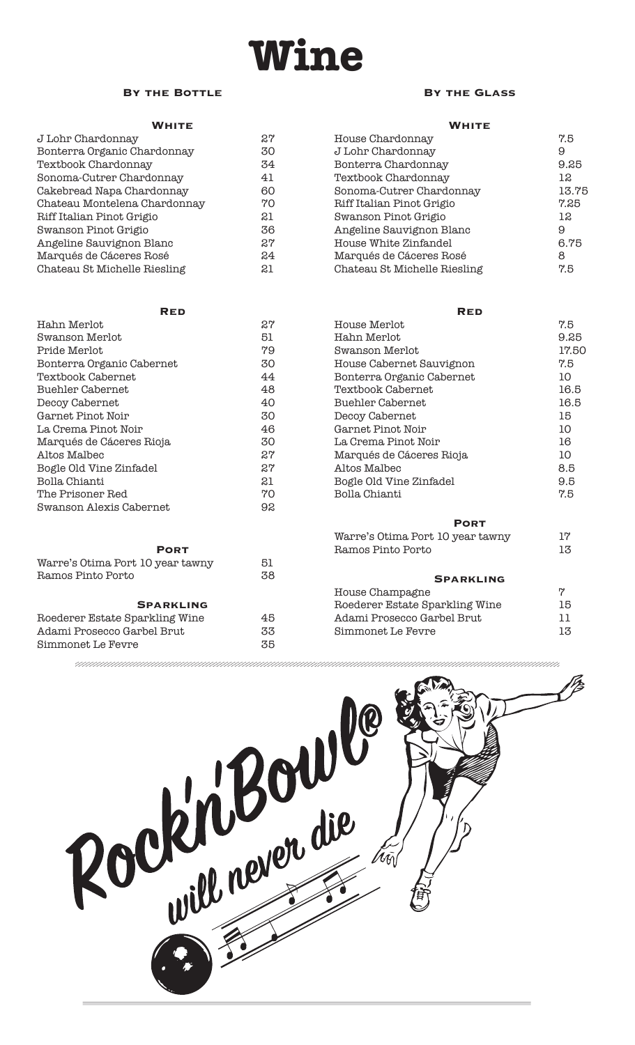# Wine

## By the Bottle

### White

| | |
|---|---|
| J Lohr Chardonnay | 27 |
| Bonterra Organic Chardonnay | 30 |
| Textbook Chardonnay | 34 |
| Sonoma-Cutrer Chardonnay | 41 |
| Cakebread Napa Chardonnay | 60 |
| Chateau Montelena Chardonnay | 70 |
| Riff Italian Pinot Grigio | 21 |
| Swanson Pinot Grigio | 36 |
| Angeline Sauvignon Blanc | 27 |
| Marqués de Cáceres Rosé | 24 |
| Chateau St Michelle Riesling | 21 |

### Red

| | |
|---|---|
| Hahn Merlot | 27 |
| Swanson Merlot | 51 |
| Pride Merlot | 79 |
| Bonterra Organic Cabernet | 30 |
| Textbook Cabernet | 44 |
| Buehler Cabernet | 48 |
| Decoy Cabernet | 40 |
| Garnet Pinot Noir | 30 |
| La Crema Pinot Noir | 46 |
| Marqués de Cáceres Rioja | 30 |
| Altos Malbec | 27 |
| Bogle Old Vine Zinfadel | 27 |
| Bolla Chianti | 21 |
| The Prisoner Red | 70 |
| Swanson Alexis Cabernet | 92 |

### Port

| | |
|---|---|
| Warre's Otima Port 10 year tawny | 51 |
| Ramos Pinto Porto | 38 |

### Sparkling

| | |
|---|---|
| Roederer Estate Sparkling Wine | 45 |
| Adami Prosecco Garbel Brut | 33 |
| Simmonet Le Fevre | 35 |

## By the Glass

### White

| | |
|---|---|
| House Chardonnay | 7.5 |
| J Lohr Chardonnay | 9 |
| Bonterra Chardonnay | 9.25 |
| Textbook Chardonnay | 12 |
| Sonoma-Cutrer Chardonnay | 13.75 |
| Riff Italian Pinot Grigio | 7.25 |
| Swanson Pinot Grigio | 12 |
| Angeline Sauvignon Blanc | 9 |
| House White Zinfandel | 6.75 |
| Marqués de Cáceres Rosé | 8 |
| Chateau St Michelle Riesling | 7.5 |

### Red

| | |
|---|---|
| House Merlot | 7.5 |
| Hahn Merlot | 9.25 |
| Swanson Merlot | 17.50 |
| House Cabernet Sauvignon | 7.5 |
| Bonterra Organic Cabernet | 10 |
| Textbook Cabernet | 16.5 |
| Buehler Cabernet | 16.5 |
| Decoy Cabernet | 15 |
| Garnet Pinot Noir | 10 |
| La Crema Pinot Noir | 16 |
| Marqués de Cáceres Rioja | 10 |
| Altos Malbec | 8.5 |
| Bogle Old Vine Zinfadel | 9.5 |
| Bolla Chianti | 7.5 |

### Port

| | |
|---|---|
| Warre's Otima Port 10 year tawny | 17 |
| Ramos Pinto Porto | 13 |

### Sparkling

| | |
|---|---|
| House Champagne | 7 |
| Roederer Estate Sparkling Wine | 15 |
| Adami Prosecco Garbel Brut | 11 |
| Simmonet Le Fevre | 13 |

Rock'n'Bowl® will never die